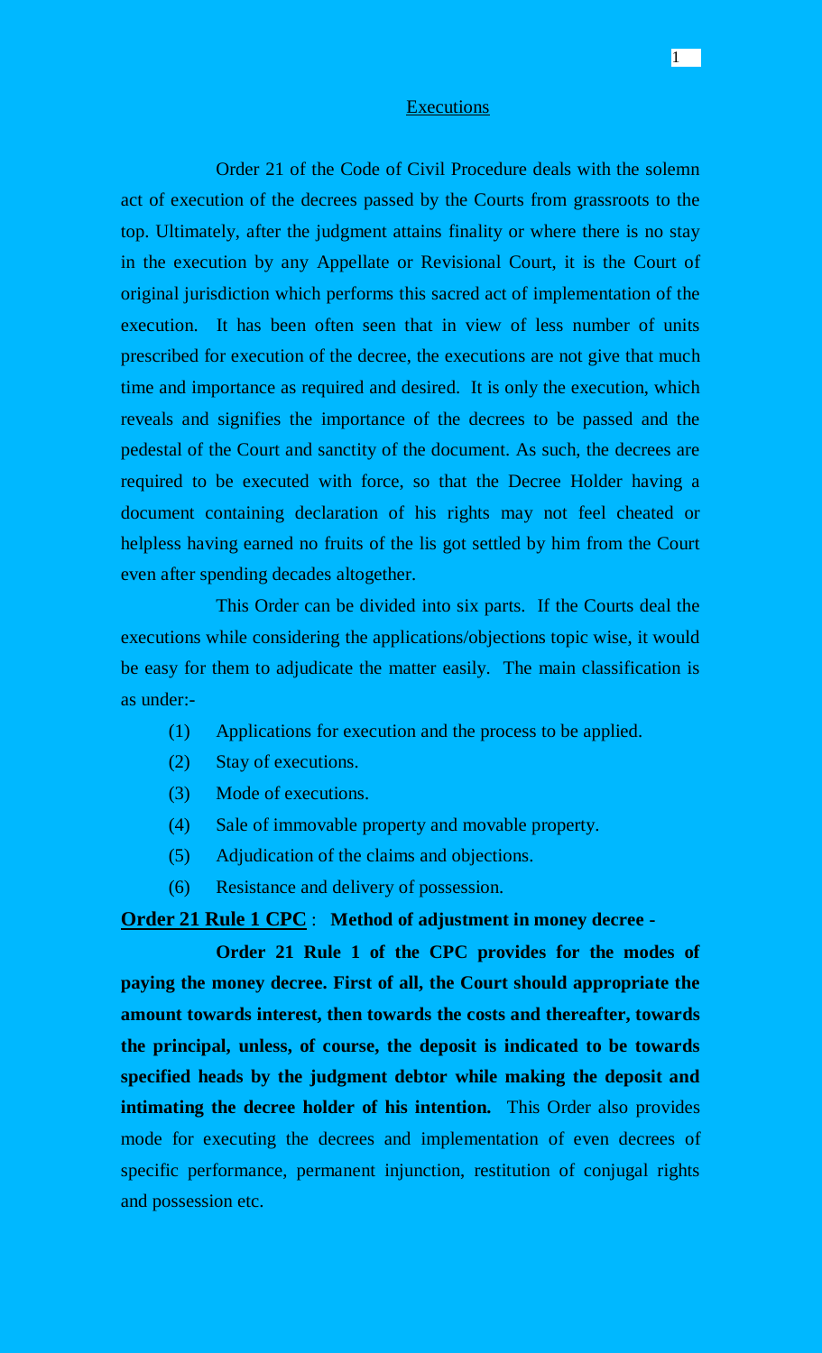# Executions

Order 21 of the Code of Civil Procedure deals with the solemn act of execution of the decrees passed by the Courts from grassroots to the top. Ultimately, after the judgment attains finality or where there is no stay in the execution by any Appellate or Revisional Court, it is the Court of original jurisdiction which performs this sacred act of implementation of the execution. It has been often seen that in view of less number of units prescribed for execution of the decree, the executions are not give that much time and importance as required and desired. It is only the execution, which reveals and signifies the importance of the decrees to be passed and the pedestal of the Court and sanctity of the document. As such, the decrees are required to be executed with force, so that the Decree Holder having a document containing declaration of his rights may not feel cheated or helpless having earned no fruits of the lis got settled by him from the Court even after spending decades altogether.

This Order can be divided into six parts. If the Courts deal the executions while considering the applications/objections topic wise, it would be easy for them to adjudicate the matter easily. The main classification is as under:-

(1) Applications for execution and the process to be applied.

(2) Stay of executions.

(3) Mode of executions.

(4) Sale of immovable property and movable property.

(5) Adjudication of the claims and objections.

(6) Resistance and delivery of possession.

**Order 21 Rule 1 CPC** : **Method of adjustment in money decree -**

**Order 21 Rule 1 of the CPC provides for the modes of paying the money decree. First of all, the Court should appropriate the amount towards interest, then towards the costs and thereafter, towards the principal, unless, of course, the deposit is indicated to be towards specified heads by the judgment debtor while making the deposit and intimating the decree holder of his intention.** This Order also provides mode for executing the decrees and implementation of even decrees of specific performance, permanent injunction, restitution of conjugal rights and possession etc.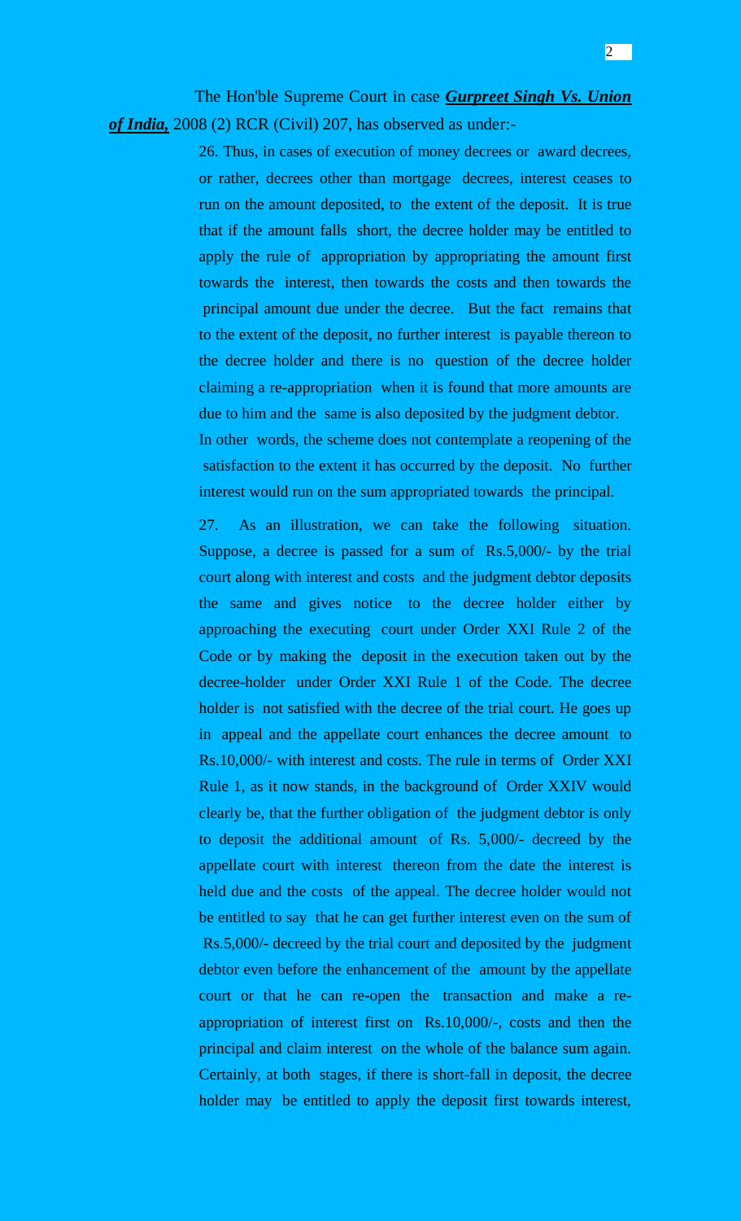The Hon'ble Supreme Court in case ***Gurpreet Singh Vs. Union of India,*** 2008 (2) RCR (Civil) 207, has observed as under:-

> 26. Thus, in cases of execution of money decrees or award decrees, or rather, decrees other than mortgage decrees, interest ceases to run on the amount deposited, to the extent of the deposit. It is true that if the amount falls short, the decree holder may be entitled to apply the rule of appropriation by appropriating the amount first towards the interest, then towards the costs and then towards the principal amount due under the decree. But the fact remains that to the extent of the deposit, no further interest is payable thereon to the decree holder and there is no question of the decree holder claiming a re-appropriation when it is found that more amounts are due to him and the same is also deposited by the judgment debtor. In other words, the scheme does not contemplate a reopening of the satisfaction to the extent it has occurred by the deposit. No further interest would run on the sum appropriated towards the principal.
>
> 27. As an illustration, we can take the following situation. Suppose, a decree is passed for a sum of Rs.5,000/- by the trial court along with interest and costs and the judgment debtor deposits the same and gives notice to the decree holder either by approaching the executing court under Order XXI Rule 2 of the Code or by making the deposit in the execution taken out by the decree-holder under Order XXI Rule 1 of the Code. The decree holder is not satisfied with the decree of the trial court. He goes up in appeal and the appellate court enhances the decree amount to Rs.10,000/- with interest and costs. The rule in terms of Order XXI Rule 1, as it now stands, in the background of Order XXIV would clearly be, that the further obligation of the judgment debtor is only to deposit the additional amount of Rs. 5,000/- decreed by the appellate court with interest thereon from the date the interest is held due and the costs of the appeal. The decree holder would not be entitled to say that he can get further interest even on the sum of Rs.5,000/- decreed by the trial court and deposited by the judgment debtor even before the enhancement of the amount by the appellate court or that he can re-open the transaction and make a re-appropriation of interest first on Rs.10,000/-, costs and then the principal and claim interest on the whole of the balance sum again. Certainly, at both stages, if there is short-fall in deposit, the decree holder may be entitled to apply the deposit first towards interest,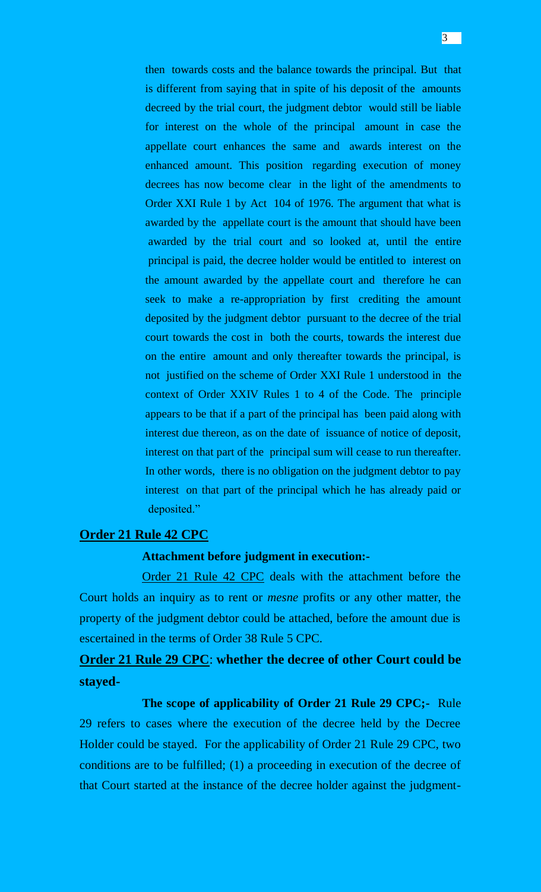> then towards costs and the balance towards the principal. But that is different from saying that in spite of his deposit of the amounts decreed by the trial court, the judgment debtor would still be liable for interest on the whole of the principal amount in case the appellate court enhances the same and awards interest on the enhanced amount. This position regarding execution of money decrees has now become clear in the light of the amendments to Order XXI Rule 1 by Act 104 of 1976. The argument that what is awarded by the appellate court is the amount that should have been awarded by the trial court and so looked at, until the entire principal is paid, the decree holder would be entitled to interest on the amount awarded by the appellate court and therefore he can seek to make a re-appropriation by first crediting the amount deposited by the judgment debtor pursuant to the decree of the trial court towards the cost in both the courts, towards the interest due on the entire amount and only thereafter towards the principal, is not justified on the scheme of Order XXI Rule 1 understood in the context of Order XXIV Rules 1 to 4 of the Code. The principle appears to be that if a part of the principal has been paid along with interest due thereon, as on the date of issuance of notice of deposit, interest on that part of the principal sum will cease to run thereafter. In other words, there is no obligation on the judgment debtor to pay interest on that part of the principal which he has already paid or deposited."

## <u>Order 21 Rule 42 CPC</u>

**Attachment before judgment in execution:-**

<u>Order 21 Rule 42 CPC</u> deals with the attachment before the Court holds an inquiry as to rent or *mesne* profits or any other matter, the property of the judgment debtor could be attached, before the amount due is escertained in the terms of Order 38 Rule 5 CPC.

## <u>Order 21 Rule 29 CPC</u>: whether the decree of other Court could be stayed-

**The scope of applicability of Order 21 Rule 29 CPC;-** Rule 29 refers to cases where the execution of the decree held by the Decree Holder could be stayed. For the applicability of Order 21 Rule 29 CPC, two conditions are to be fulfilled; (1) a proceeding in execution of the decree of that Court started at the instance of the decree holder against the judgment-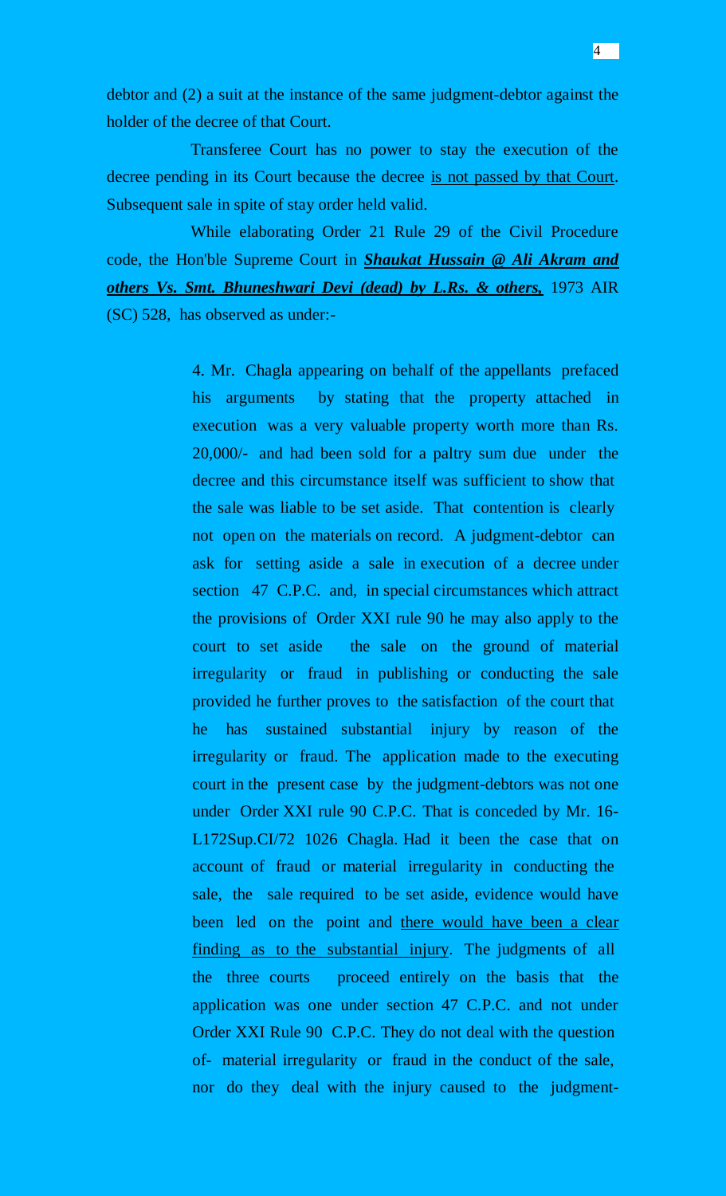debtor and (2) a suit at the instance of the same judgment-debtor against the holder of the decree of that Court.

Transferee Court has no power to stay the execution of the decree pending in its Court because the decree <u>is not passed by that Court</u>. Subsequent sale in spite of stay order held valid.

While elaborating Order 21 Rule 29 of the Civil Procedure code, the Hon'ble Supreme Court in ***<u>Shaukat Hussain @ Ali Akram and others Vs. Smt. Bhuneshwari Devi (dead) by L.Rs. & others,</u>*** 1973 AIR (SC) 528, has observed as under:-

> 4. Mr. Chagla appearing on behalf of the appellants prefaced his arguments by stating that the property attached in execution was a very valuable property worth more than Rs. 20,000/- and had been sold for a paltry sum due under the decree and this circumstance itself was sufficient to show that the sale was liable to be set aside. That contention is clearly not open on the materials on record. A judgment-debtor can ask for setting aside a sale in execution of a decree under section 47 C.P.C. and, in special circumstances which attract the provisions of Order XXI rule 90 he may also apply to the court to set aside the sale on the ground of material irregularity or fraud in publishing or conducting the sale provided he further proves to the satisfaction of the court that he has sustained substantial injury by reason of the irregularity or fraud. The application made to the executing court in the present case by the judgment-debtors was not one under Order XXI rule 90 C.P.C. That is conceded by Mr. 16-L172Sup.CI/72 1026 Chagla. Had it been the case that on account of fraud or material irregularity in conducting the sale, the sale required to be set aside, evidence would have been led on the point and <u>there would have been a clear finding as to the substantial injury</u>. The judgments of all the three courts proceed entirely on the basis that the application was one under section 47 C.P.C. and not under Order XXI Rule 90 C.P.C. They do not deal with the question of- material irregularity or fraud in the conduct of the sale, nor do they deal with the injury caused to the judgment-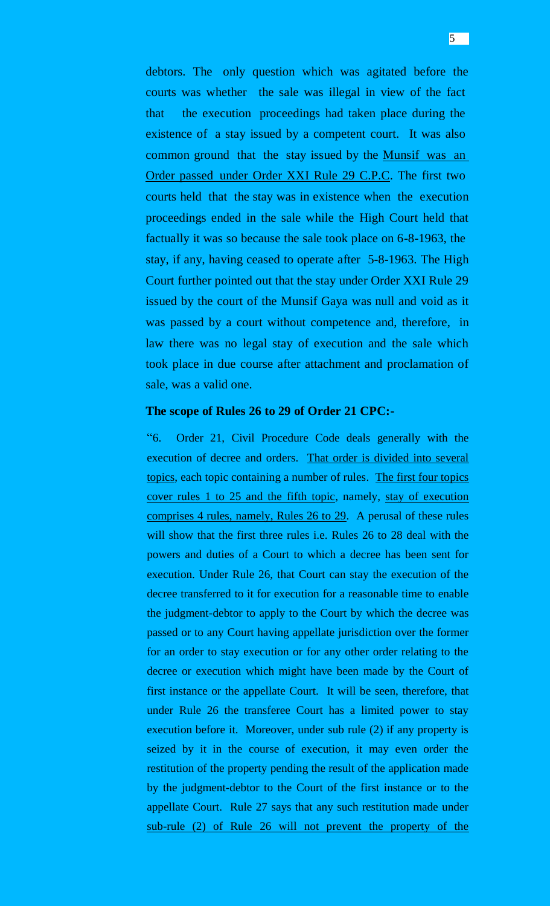debtors. The only question which was agitated before the courts was whether the sale was illegal in view of the fact that the execution proceedings had taken place during the existence of a stay issued by a competent court. It was also common ground that the stay issued by the Munsif was an Order passed under Order XXI Rule 29 C.P.C. The first two courts held that the stay was in existence when the execution proceedings ended in the sale while the High Court held that factually it was so because the sale took place on 6-8-1963, the stay, if any, having ceased to operate after 5-8-1963. The High Court further pointed out that the stay under Order XXI Rule 29 issued by the court of the Munsif Gaya was null and void as it was passed by a court without competence and, therefore, in law there was no legal stay of execution and the sale which took place in due course after attachment and proclamation of sale, was a valid one.

**The scope of Rules 26 to 29 of Order 21 CPC:-**

"6. Order 21, Civil Procedure Code deals generally with the execution of decree and orders. That order is divided into several topics, each topic containing a number of rules. The first four topics cover rules 1 to 25 and the fifth topic, namely, stay of execution comprises 4 rules, namely, Rules 26 to 29. A perusal of these rules will show that the first three rules i.e. Rules 26 to 28 deal with the powers and duties of a Court to which a decree has been sent for execution. Under Rule 26, that Court can stay the execution of the decree transferred to it for execution for a reasonable time to enable the judgment-debtor to apply to the Court by which the decree was passed or to any Court having appellate jurisdiction over the former for an order to stay execution or for any other order relating to the decree or execution which might have been made by the Court of first instance or the appellate Court. It will be seen, therefore, that under Rule 26 the transferee Court has a limited power to stay execution before it. Moreover, under sub rule (2) if any property is seized by it in the course of execution, it may even order the restitution of the property pending the result of the application made by the judgment-debtor to the Court of the first instance or to the appellate Court. Rule 27 says that any such restitution made under sub-rule (2) of Rule 26 will not prevent the property of the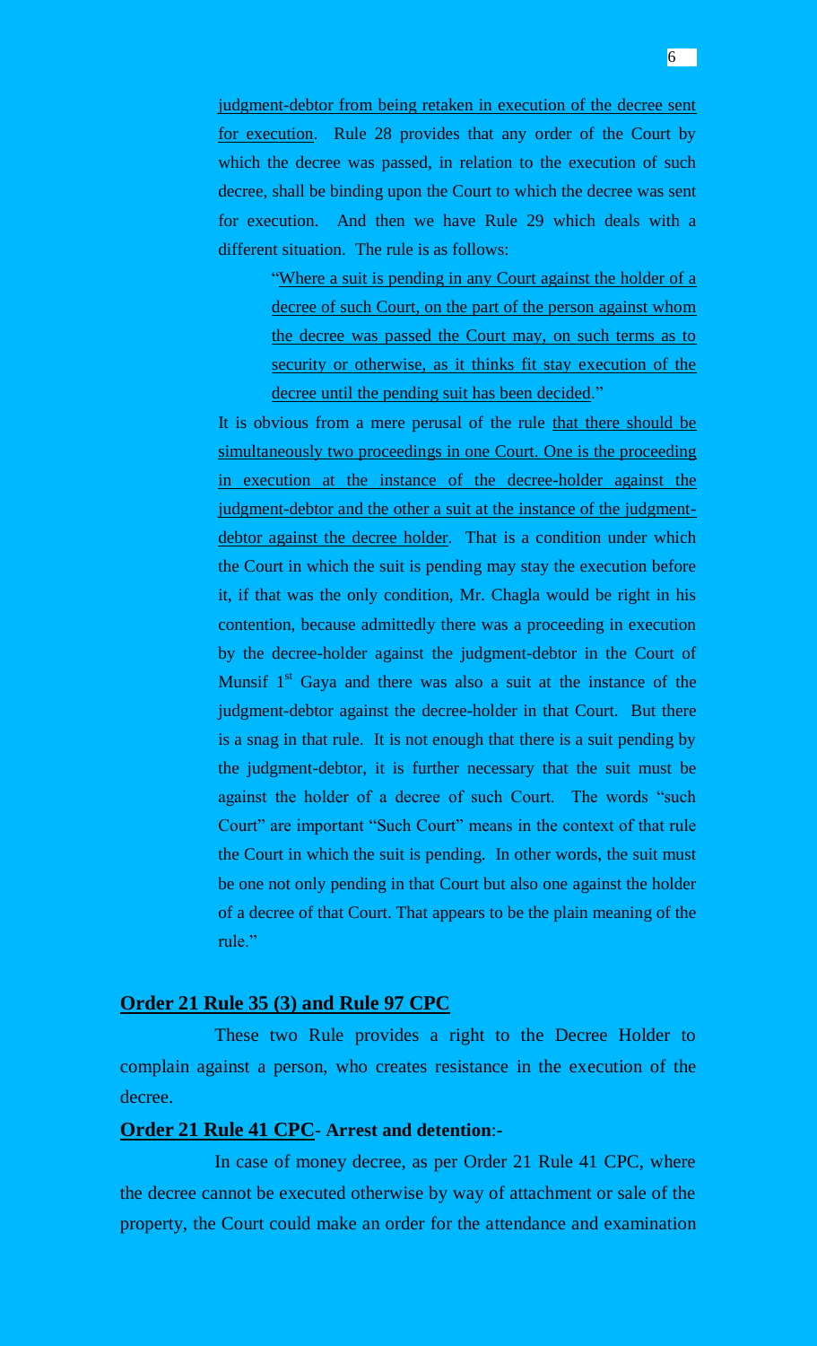judgment-debtor from being retaken in execution of the decree sent for execution. Rule 28 provides that any order of the Court by which the decree was passed, in relation to the execution of such decree, shall be binding upon the Court to which the decree was sent for execution. And then we have Rule 29 which deals with a different situation. The rule is as follows:

> "Where a suit is pending in any Court against the holder of a decree of such Court, on the part of the person against whom the decree was passed the Court may, on such terms as to security or otherwise, as it thinks fit stay execution of the decree until the pending suit has been decided."

It is obvious from a mere perusal of the rule that there should be simultaneously two proceedings in one Court. One is the proceeding in execution at the instance of the decree-holder against the judgment-debtor and the other a suit at the instance of the judgment-debtor against the decree holder. That is a condition under which the Court in which the suit is pending may stay the execution before it, if that was the only condition, Mr. Chagla would be right in his contention, because admittedly there was a proceeding in execution by the decree-holder against the judgment-debtor in the Court of Munsif 1st Gaya and there was also a suit at the instance of the judgment-debtor against the decree-holder in that Court. But there is a snag in that rule. It is not enough that there is a suit pending by the judgment-debtor, it is further necessary that the suit must be against the holder of a decree of such Court. The words "such Court" are important "Such Court" means in the context of that rule the Court in which the suit is pending. In other words, the suit must be one not only pending in that Court but also one against the holder of a decree of that Court. That appears to be the plain meaning of the rule."

## Order 21 Rule 35 (3) and Rule 97 CPC

These two Rule provides a right to the Decree Holder to complain against a person, who creates resistance in the execution of the decree.

## Order 21 Rule 41 CPC- Arrest and detention:-

In case of money decree, as per Order 21 Rule 41 CPC, where the decree cannot be executed otherwise by way of attachment or sale of the property, the Court could make an order for the attendance and examination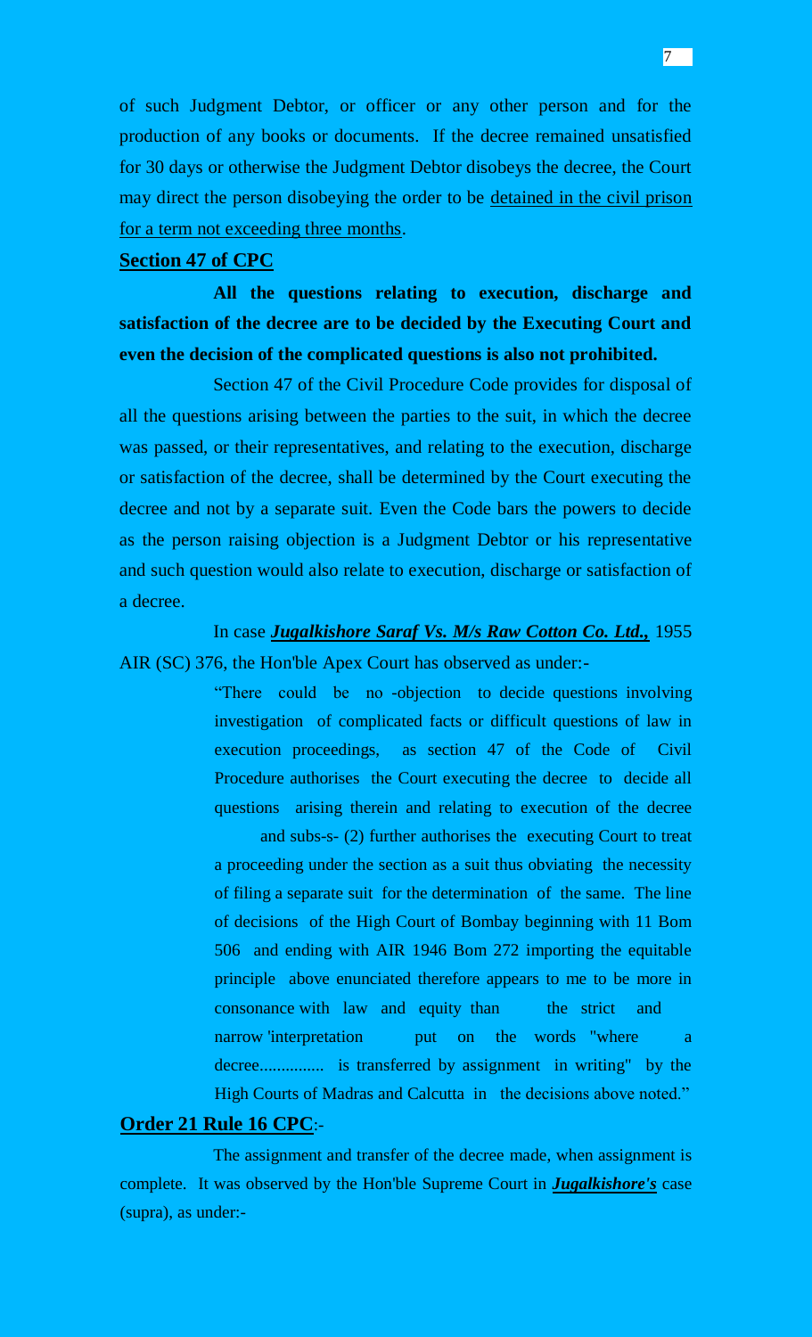of such Judgment Debtor, or officer or any other person and for the production of any books or documents. If the decree remained unsatisfied for 30 days or otherwise the Judgment Debtor disobeys the decree, the Court may direct the person disobeying the order to be detained in the civil prison for a term not exceeding three months.

**Section 47 of CPC**

**All the questions relating to execution, discharge and satisfaction of the decree are to be decided by the Executing Court and even the decision of the complicated questions is also not prohibited.**

Section 47 of the Civil Procedure Code provides for disposal of all the questions arising between the parties to the suit, in which the decree was passed, or their representatives, and relating to the execution, discharge or satisfaction of the decree, shall be determined by the Court executing the decree and not by a separate suit. Even the Code bars the powers to decide as the person raising objection is a Judgment Debtor or his representative and such question would also relate to execution, discharge or satisfaction of a decree.

In case ***Jugalkishore Saraf Vs. M/s Raw Cotton Co. Ltd.,*** 1955 AIR (SC) 376, the Hon'ble Apex Court has observed as under:-

> "There could be no -objection to decide questions involving investigation of complicated facts or difficult questions of law in execution proceedings, as section 47 of the Code of Civil Procedure authorises the Court executing the decree to decide all questions arising therein and relating to execution of the decree
>
> and subs-s- (2) further authorises the executing Court to treat a proceeding under the section as a suit thus obviating the necessity of filing a separate suit for the determination of the same. The line of decisions of the High Court of Bombay beginning with 11 Bom 506 and ending with AIR 1946 Bom 272 importing the equitable principle above enunciated therefore appears to me to be more in consonance with law and equity than the strict and narrow 'interpretation put on the words "where a decree............... is transferred by assignment in writing" by the High Courts of Madras and Calcutta in the decisions above noted."

**Order 21 Rule 16 CPC**:-

The assignment and transfer of the decree made, when assignment is complete. It was observed by the Hon'ble Supreme Court in ***Jugalkishore's*** case (supra), as under:-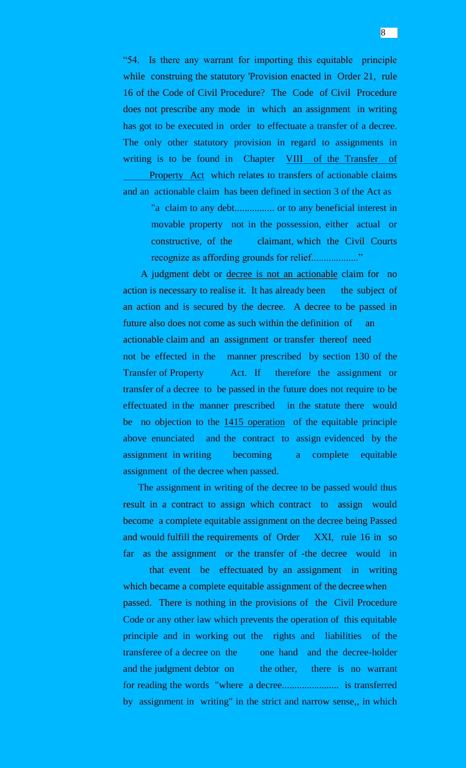"54. Is there any warrant for importing this equitable principle while construing the statutory 'Provision enacted in Order 21, rule 16 of the Code of Civil Procedure? The Code of Civil Procedure does not prescribe any mode in which an assignment in writing has got to be executed in order to effectuate a transfer of a decree. The only other statutory provision in regard to assignments in writing is to be found in Chapter VIII of the Transfer of Property Act which relates to transfers of actionable claims and an actionable claim has been defined in section 3 of the Act as

> "a claim to any debt................ or to any beneficial interest in movable property not in the possession, either actual or constructive, of the claimant, which the Civil Courts recognize as affording grounds for relief.................."

A judgment debt or decree is not an actionable claim for no action is necessary to realise it. It has already been the subject of an action and is secured by the decree. A decree to be passed in future also does not come as such within the definition of an actionable claim and an assignment or transfer thereof need not be effected in the manner prescribed by section 130 of the Transfer of Property Act. If therefore the assignment or transfer of a decree to be passed in the future does not require to be effectuated in the manner prescribed in the statute there would be no objection to the 1415 operation of the equitable principle above enunciated and the contract to assign evidenced by the assignment in writing becoming a complete equitable assignment of the decree when passed.

The assignment in writing of the decree to be passed would thus result in a contract to assign which contract to assign would become a complete equitable assignment on the decree being Passed and would fulfill the requirements of Order XXI, rule 16 in so far as the assignment or the transfer of -the decree would in that event be effectuated by an assignment in writing which became a complete equitable assignment of the decree when passed. There is nothing in the provisions of the Civil Procedure Code or any other law which prevents the operation of this equitable principle and in working out the rights and liabilities of the transferee of a decree on the one hand and the decree-holder and the judgment debtor on the other, there is no warrant for reading the words "where a decree...................... is transferred by assignment in writing" in the strict and narrow sense,, in which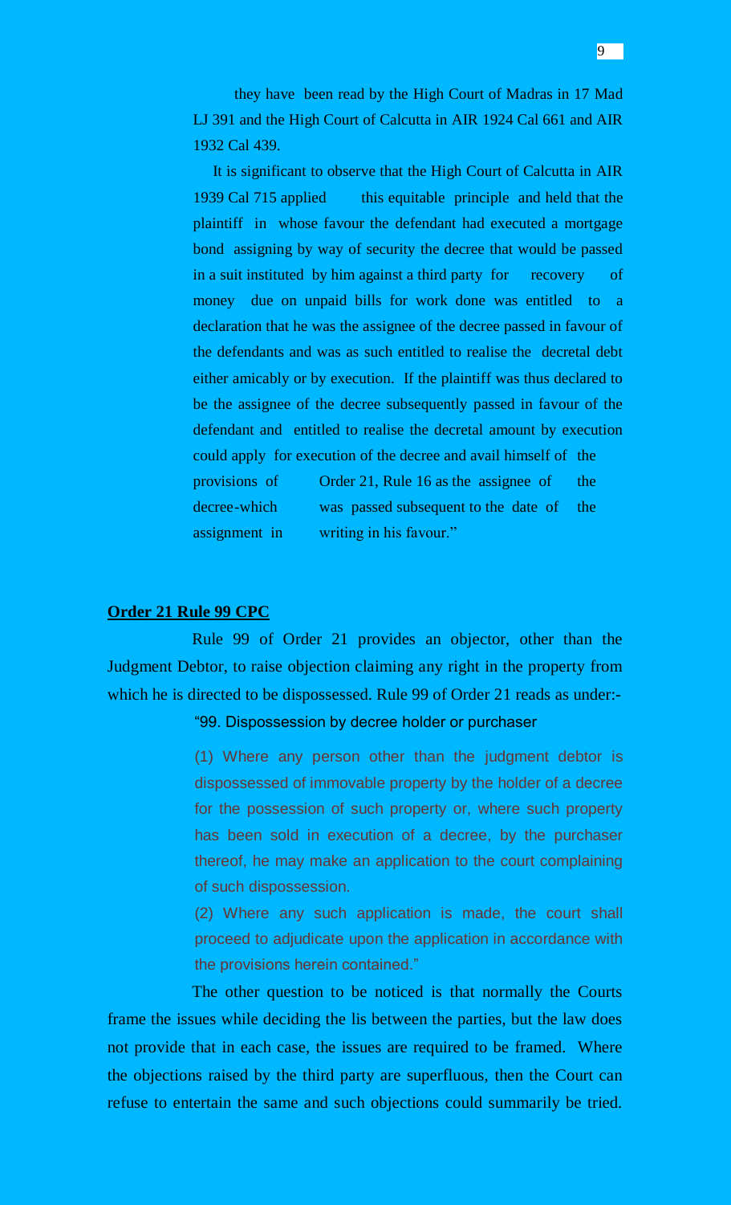they have been read by the High Court of Madras in 17 Mad LJ 391 and the High Court of Calcutta in AIR 1924 Cal 661 and AIR 1932 Cal 439.

It is significant to observe that the High Court of Calcutta in AIR 1939 Cal 715 applied this equitable principle and held that the plaintiff in whose favour the defendant had executed a mortgage bond assigning by way of security the decree that would be passed in a suit instituted by him against a third party for recovery of money due on unpaid bills for work done was entitled to a declaration that he was the assignee of the decree passed in favour of the defendants and was as such entitled to realise the decretal debt either amicably or by execution. If the plaintiff was thus declared to be the assignee of the decree subsequently passed in favour of the defendant and entitled to realise the decretal amount by execution could apply for execution of the decree and avail himself of the provisions of Order 21, Rule 16 as the assignee of the decree-which was passed subsequent to the date of the assignment in writing in his favour."

**Order 21 Rule 99 CPC**

Rule 99 of Order 21 provides an objector, other than the Judgment Debtor, to raise objection claiming any right in the property from which he is directed to be dispossessed. Rule 99 of Order 21 reads as under:-

"99. Dispossession by decree holder or purchaser

(1) Where any person other than the judgment debtor is dispossessed of immovable property by the holder of a decree for the possession of such property or, where such property has been sold in execution of a decree, by the purchaser thereof, he may make an application to the court complaining of such dispossession.

(2) Where any such application is made, the court shall proceed to adjudicate upon the application in accordance with the provisions herein contained."

The other question to be noticed is that normally the Courts frame the issues while deciding the lis between the parties, but the law does not provide that in each case, the issues are required to be framed. Where the objections raised by the third party are superfluous, then the Court can refuse to entertain the same and such objections could summarily be tried.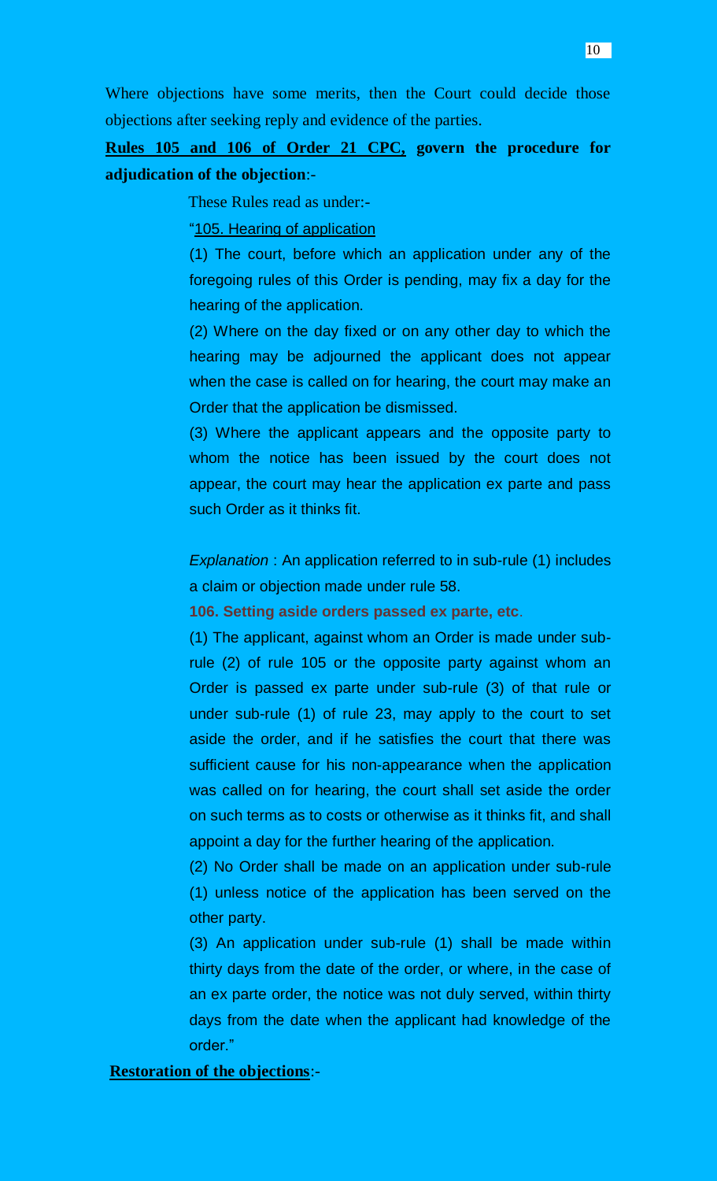Where objections have some merits, then the Court could decide those objections after seeking reply and evidence of the parties.

**Rules 105 and 106 of Order 21 CPC, govern the procedure for adjudication of the objection**:-

These Rules read as under:-

"105. Hearing of application

(1) The court, before which an application under any of the foregoing rules of this Order is pending, may fix a day for the hearing of the application.

(2) Where on the day fixed or on any other day to which the hearing may be adjourned the applicant does not appear when the case is called on for hearing, the court may make an Order that the application be dismissed.

(3) Where the applicant appears and the opposite party to whom the notice has been issued by the court does not appear, the court may hear the application ex parte and pass such Order as it thinks fit.

*Explanation* : An application referred to in sub-rule (1) includes a claim or objection made under rule 58.

**106. Setting aside orders passed ex parte, etc**.

(1) The applicant, against whom an Order is made under sub-rule (2) of rule 105 or the opposite party against whom an Order is passed ex parte under sub-rule (3) of that rule or under sub-rule (1) of rule 23, may apply to the court to set aside the order, and if he satisfies the court that there was sufficient cause for his non-appearance when the application was called on for hearing, the court shall set aside the order on such terms as to costs or otherwise as it thinks fit, and shall appoint a day for the further hearing of the application.

(2) No Order shall be made on an application under sub-rule (1) unless notice of the application has been served on the other party.

(3) An application under sub-rule (1) shall be made within thirty days from the date of the order, or where, in the case of an ex parte order, the notice was not duly served, within thirty days from the date when the applicant had knowledge of the order."

**Restoration of the objections**:-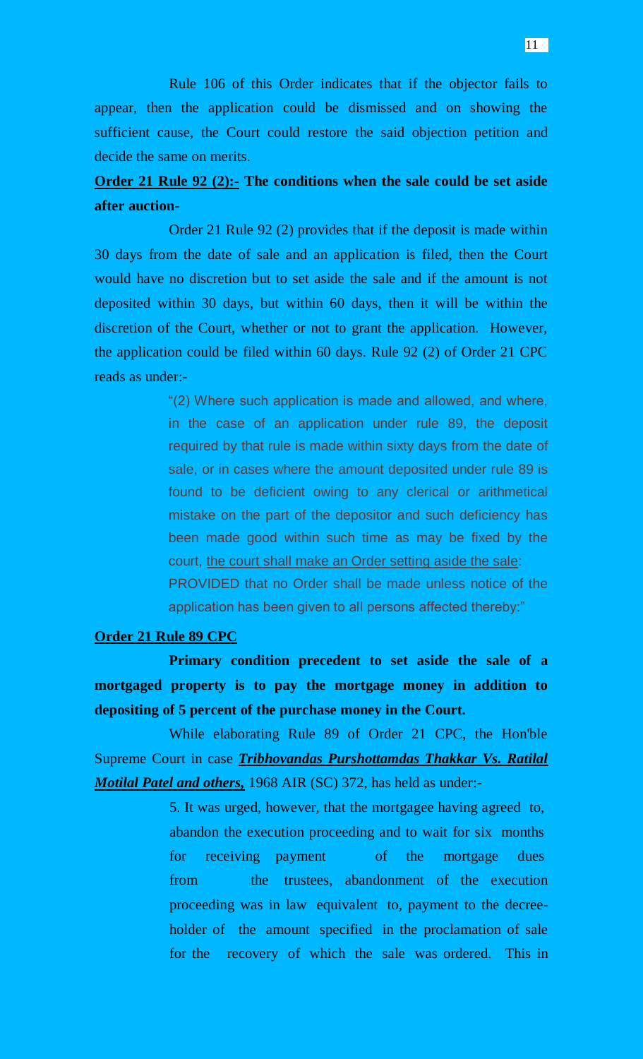Rule 106 of this Order indicates that if the objector fails to appear, then the application could be dismissed and on showing the sufficient cause, the Court could restore the said objection petition and decide the same on merits.

**<u>Order 21 Rule 92 (2):-</u> The conditions when the sale could be set aside after auction-**

Order 21 Rule 92 (2) provides that if the deposit is made within 30 days from the date of sale and an application is filed, then the Court would have no discretion but to set aside the sale and if the amount is not deposited within 30 days, but within 60 days, then it will be within the discretion of the Court, whether or not to grant the application. However, the application could be filed within 60 days. Rule 92 (2) of Order 21 CPC reads as under:-

> "(2) Where such application is made and allowed, and where, in the case of an application under rule 89, the deposit required by that rule is made within sixty days from the date of sale, or in cases where the amount deposited under rule 89 is found to be deficient owing to any clerical or arithmetical mistake on the part of the depositor and such deficiency has been made good within such time as may be fixed by the court, <u>the court shall make an Order setting aside the sale</u>:
>
> PROVIDED that no Order shall be made unless notice of the application has been given to all persons affected thereby:"

**<u>Order 21 Rule 89 CPC</u>**

**Primary condition precedent to set aside the sale of a mortgaged property is to pay the mortgage money in addition to depositing of 5 percent of the purchase money in the Court.**

While elaborating Rule 89 of Order 21 CPC, the Hon'ble Supreme Court in case ***<u>Tribhovandas Purshottamdas Thakkar Vs. Ratilal Motilal Patel and others,</u>*** 1968 AIR (SC) 372, has held as under:-

> 5. It was urged, however, that the mortgagee having agreed to, abandon the execution proceeding and to wait for six months for receiving payment of the mortgage dues from the trustees, abandonment of the execution proceeding was in law equivalent to, payment to the decree-holder of the amount specified in the proclamation of sale for the recovery of which the sale was ordered. This in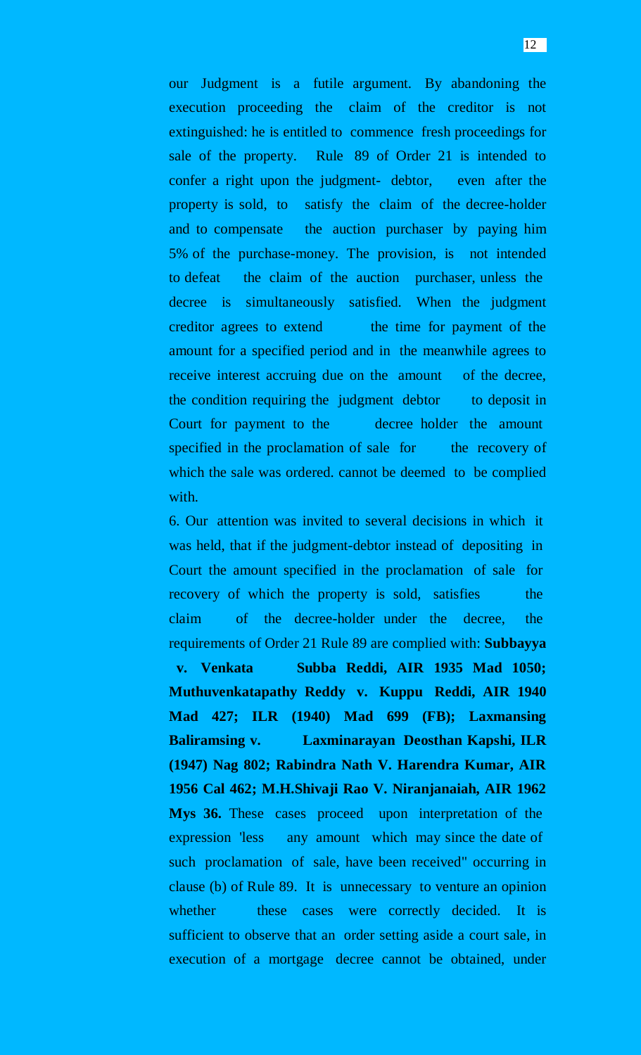our Judgment is a futile argument. By abandoning the execution proceeding the claim of the creditor is not extinguished: he is entitled to commence fresh proceedings for sale of the property. Rule 89 of Order 21 is intended to confer a right upon the judgment- debtor, even after the property is sold, to satisfy the claim of the decree-holder and to compensate the auction purchaser by paying him 5% of the purchase-money. The provision, is not intended to defeat the claim of the auction purchaser, unless the decree is simultaneously satisfied. When the judgment creditor agrees to extend the time for payment of the amount for a specified period and in the meanwhile agrees to receive interest accruing due on the amount of the decree, the condition requiring the judgment debtor to deposit in Court for payment to the decree holder the amount specified in the proclamation of sale for the recovery of which the sale was ordered. cannot be deemed to be complied with.

6. Our attention was invited to several decisions in which it was held, that if the judgment-debtor instead of depositing in Court the amount specified in the proclamation of sale for recovery of which the property is sold, satisfies the claim of the decree-holder under the decree, the requirements of Order 21 Rule 89 are complied with: **Subbayya v. Venkata Subba Reddi, AIR 1935 Mad 1050; Muthuvenkatapathy Reddy v. Kuppu Reddi, AIR 1940 Mad 427; ILR (1940) Mad 699 (FB); Laxmansing Baliramsing v. Laxminarayan Deosthan Kapshi, ILR (1947) Nag 802; Rabindra Nath V. Harendra Kumar, AIR 1956 Cal 462; M.H.Shivaji Rao V. Niranjanaiah, AIR 1962 Mys 36.** These cases proceed upon interpretation of the expression 'less any amount which may since the date of such proclamation of sale, have been received" occurring in clause (b) of Rule 89. It is unnecessary to venture an opinion whether these cases were correctly decided. It is sufficient to observe that an order setting aside a court sale, in execution of a mortgage decree cannot be obtained, under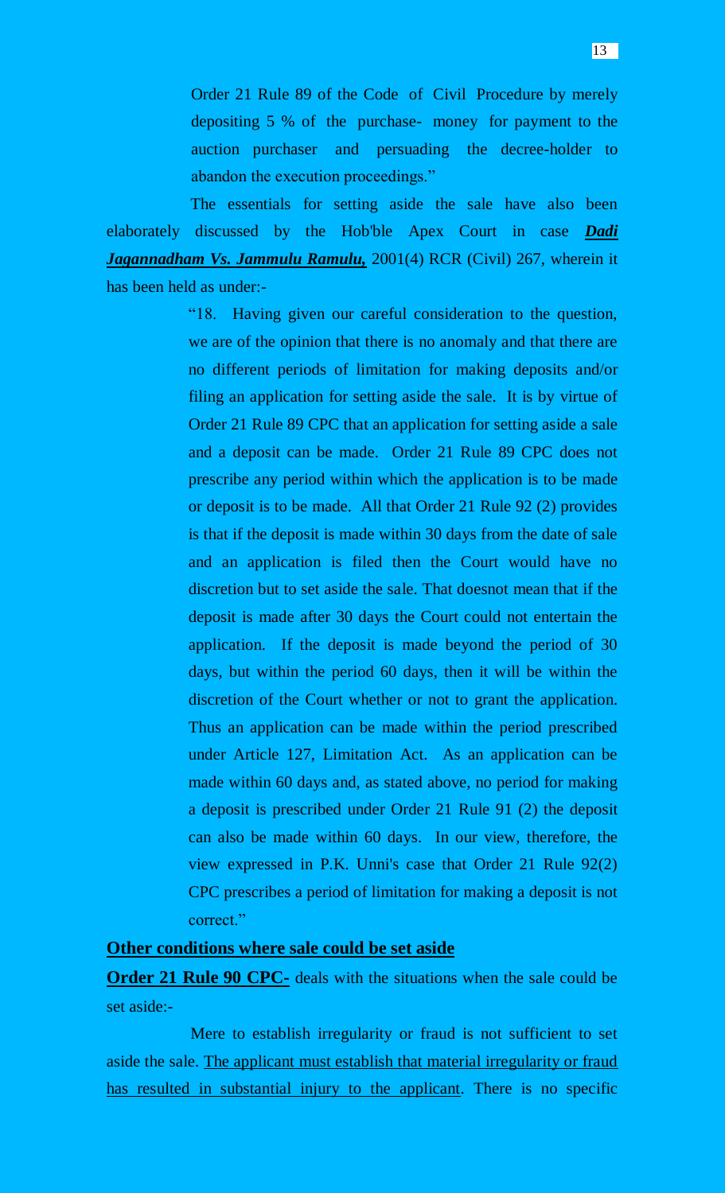Order 21 Rule 89 of the Code of Civil Procedure by merely depositing 5 % of the purchase- money for payment to the auction purchaser and persuading the decree-holder to abandon the execution proceedings."

The essentials for setting aside the sale have also been elaborately discussed by the Hob'ble Apex Court in case ***Dadi Jagannadham Vs. Jammulu Ramulu,*** 2001(4) RCR (Civil) 267, wherein it has been held as under:-

> "18. Having given our careful consideration to the question, we are of the opinion that there is no anomaly and that there are no different periods of limitation for making deposits and/or filing an application for setting aside the sale. It is by virtue of Order 21 Rule 89 CPC that an application for setting aside a sale and a deposit can be made. Order 21 Rule 89 CPC does not prescribe any period within which the application is to be made or deposit is to be made. All that Order 21 Rule 92 (2) provides is that if the deposit is made within 30 days from the date of sale and an application is filed then the Court would have no discretion but to set aside the sale. That doesnot mean that if the deposit is made after 30 days the Court could not entertain the application. If the deposit is made beyond the period of 30 days, but within the period 60 days, then it will be within the discretion of the Court whether or not to grant the application. Thus an application can be made within the period prescribed under Article 127, Limitation Act. As an application can be made within 60 days and, as stated above, no period for making a deposit is prescribed under Order 21 Rule 91 (2) the deposit can also be made within 60 days. In our view, therefore, the view expressed in P.K. Unni's case that Order 21 Rule 92(2) CPC prescribes a period of limitation for making a deposit is not correct."

**Other conditions where sale could be set aside**

**Order 21 Rule 90 CPC-** deals with the situations when the sale could be set aside:-

Mere to establish irregularity or fraud is not sufficient to set aside the sale. The applicant must establish that material irregularity or fraud has resulted in substantial injury to the applicant. There is no specific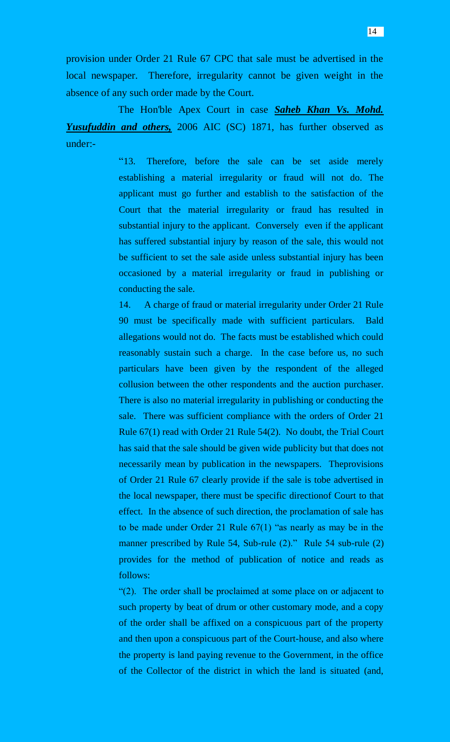provision under Order 21 Rule 67 CPC that sale must be advertised in the local newspaper. Therefore, irregularity cannot be given weight in the absence of any such order made by the Court.

The Hon'ble Apex Court in case ***Saheb Khan Vs. Mohd. Yusufuddin and others,*** 2006 AIC (SC) 1871, has further observed as under:-

> "13. Therefore, before the sale can be set aside merely establishing a material irregularity or fraud will not do. The applicant must go further and establish to the satisfaction of the Court that the material irregularity or fraud has resulted in substantial injury to the applicant. Conversely even if the applicant has suffered substantial injury by reason of the sale, this would not be sufficient to set the sale aside unless substantial injury has been occasioned by a material irregularity or fraud in publishing or conducting the sale.
>
> 14. A charge of fraud or material irregularity under Order 21 Rule 90 must be specifically made with sufficient particulars. Bald allegations would not do. The facts must be established which could reasonably sustain such a charge. In the case before us, no such particulars have been given by the respondent of the alleged collusion between the other respondents and the auction purchaser. There is also no material irregularity in publishing or conducting the sale. There was sufficient compliance with the orders of Order 21 Rule 67(1) read with Order 21 Rule 54(2). No doubt, the Trial Court has said that the sale should be given wide publicity but that does not necessarily mean by publication in the newspapers. Theprovisions of Order 21 Rule 67 clearly provide if the sale is tobe advertised in the local newspaper, there must be specific directionof Court to that effect. In the absence of such direction, the proclamation of sale has to be made under Order 21 Rule 67(1) "as nearly as may be in the manner prescribed by Rule 54, Sub-rule (2)." Rule 54 sub-rule (2) provides for the method of publication of notice and reads as follows:
>
> "(2). The order shall be proclaimed at some place on or adjacent to such property by beat of drum or other customary mode, and a copy of the order shall be affixed on a conspicuous part of the property and then upon a conspicuous part of the Court-house, and also where the property is land paying revenue to the Government, in the office of the Collector of the district in which the land is situated (and,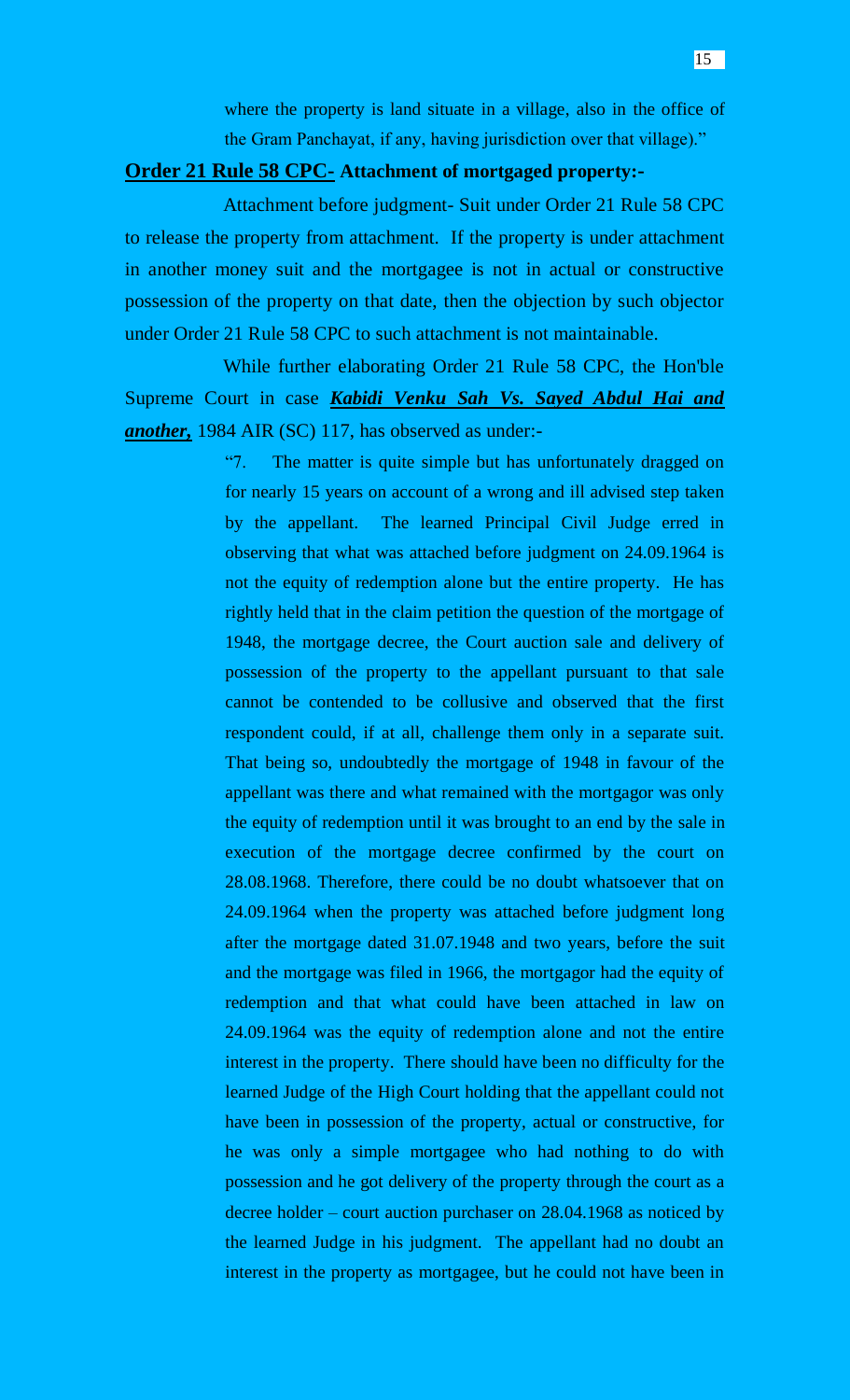where the property is land situate in a village, also in the office of the Gram Panchayat, if any, having jurisdiction over that village)."

**<u>Order 21 Rule 58 CPC-</u> Attachment of mortgaged property:-**

Attachment before judgment- Suit under Order 21 Rule 58 CPC to release the property from attachment. If the property is under attachment in another money suit and the mortgagee is not in actual or constructive possession of the property on that date, then the objection by such objector under Order 21 Rule 58 CPC to such attachment is not maintainable.

While further elaborating Order 21 Rule 58 CPC, the Hon'ble Supreme Court in case ***<u>Kabidi Venku Sah Vs. Sayed Abdul Hai and another,</u>*** 1984 AIR (SC) 117, has observed as under:-

> "7. The matter is quite simple but has unfortunately dragged on for nearly 15 years on account of a wrong and ill advised step taken by the appellant. The learned Principal Civil Judge erred in observing that what was attached before judgment on 24.09.1964 is not the equity of redemption alone but the entire property. He has rightly held that in the claim petition the question of the mortgage of 1948, the mortgage decree, the Court auction sale and delivery of possession of the property to the appellant pursuant to that sale cannot be contended to be collusive and observed that the first respondent could, if at all, challenge them only in a separate suit. That being so, undoubtedly the mortgage of 1948 in favour of the appellant was there and what remained with the mortgagor was only the equity of redemption until it was brought to an end by the sale in execution of the mortgage decree confirmed by the court on 28.08.1968. Therefore, there could be no doubt whatsoever that on 24.09.1964 when the property was attached before judgment long after the mortgage dated 31.07.1948 and two years, before the suit and the mortgage was filed in 1966, the mortgagor had the equity of redemption and that what could have been attached in law on 24.09.1964 was the equity of redemption alone and not the entire interest in the property. There should have been no difficulty for the learned Judge of the High Court holding that the appellant could not have been in possession of the property, actual or constructive, for he was only a simple mortgagee who had nothing to do with possession and he got delivery of the property through the court as a decree holder – court auction purchaser on 28.04.1968 as noticed by the learned Judge in his judgment. The appellant had no doubt an interest in the property as mortgagee, but he could not have been in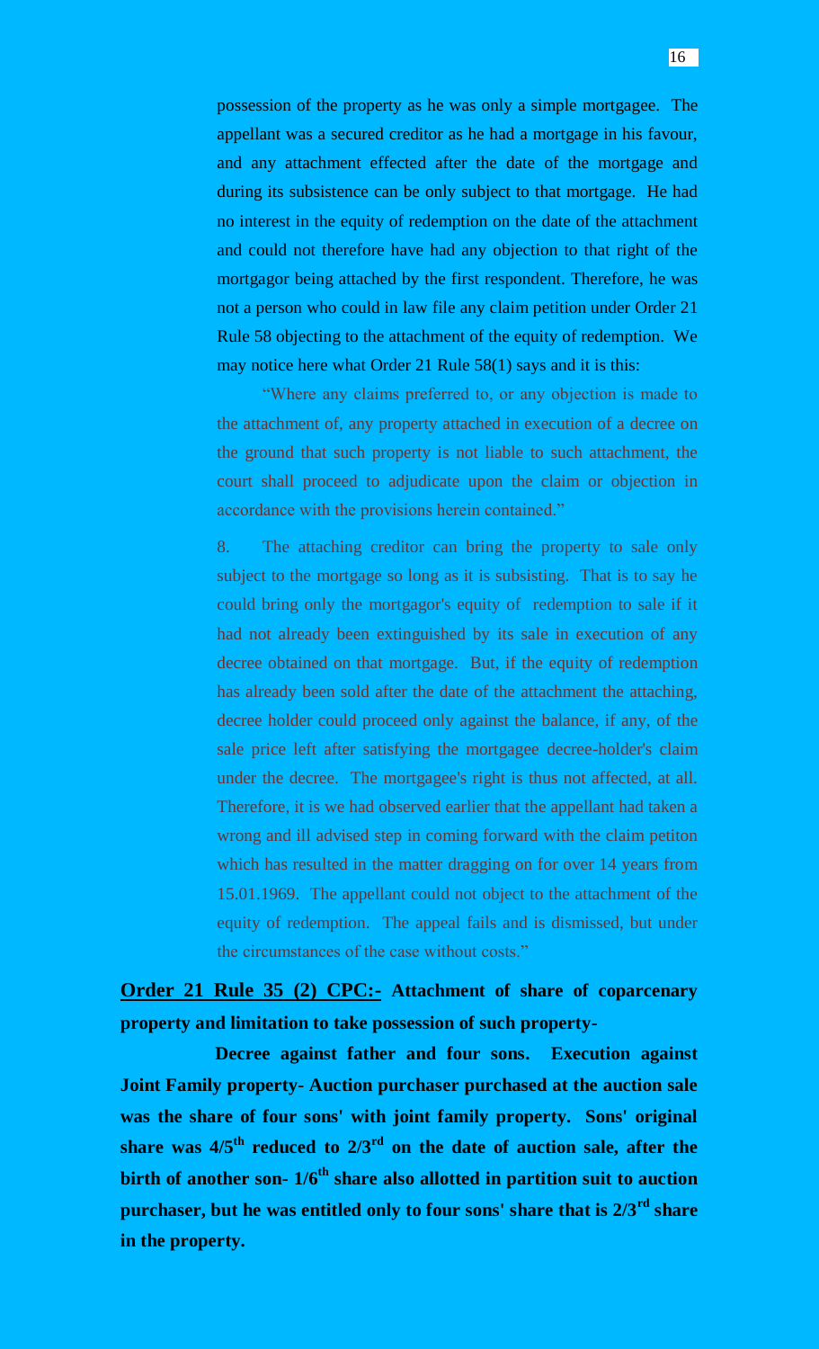possession of the property as he was only a simple mortgagee. The appellant was a secured creditor as he had a mortgage in his favour, and any attachment effected after the date of the mortgage and during its subsistence can be only subject to that mortgage. He had no interest in the equity of redemption on the date of the attachment and could not therefore have had any objection to that right of the mortgagor being attached by the first respondent. Therefore, he was not a person who could in law file any claim petition under Order 21 Rule 58 objecting to the attachment of the equity of redemption. We may notice here what Order 21 Rule 58(1) says and it is this:

"Where any claims preferred to, or any objection is made to the attachment of, any property attached in execution of a decree on the ground that such property is not liable to such attachment, the court shall proceed to adjudicate upon the claim or objection in accordance with the provisions herein contained."

8. The attaching creditor can bring the property to sale only subject to the mortgage so long as it is subsisting. That is to say he could bring only the mortgagor's equity of redemption to sale if it had not already been extinguished by its sale in execution of any decree obtained on that mortgage. But, if the equity of redemption has already been sold after the date of the attachment the attaching, decree holder could proceed only against the balance, if any, of the sale price left after satisfying the mortgagee decree-holder's claim under the decree. The mortgagee's right is thus not affected, at all. Therefore, it is we had observed earlier that the appellant had taken a wrong and ill advised step in coming forward with the claim petiton which has resulted in the matter dragging on for over 14 years from 15.01.1969. The appellant could not object to the attachment of the equity of redemption. The appeal fails and is dismissed, but under the circumstances of the case without costs."

**<u>Order 21 Rule 35 (2) CPC:-</u> Attachment of share of coparcenary property and limitation to take possession of such property-**

**Decree against father and four sons. Execution against Joint Family property- Auction purchaser purchased at the auction sale was the share of four sons' with joint family property. Sons' original share was $4/5^{th}$ reduced to $2/3^{rd}$ on the date of auction sale, after the birth of another son- $1/6^{th}$ share also allotted in partition suit to auction purchaser, but he was entitled only to four sons' share that is $2/3^{rd}$ share in the property.**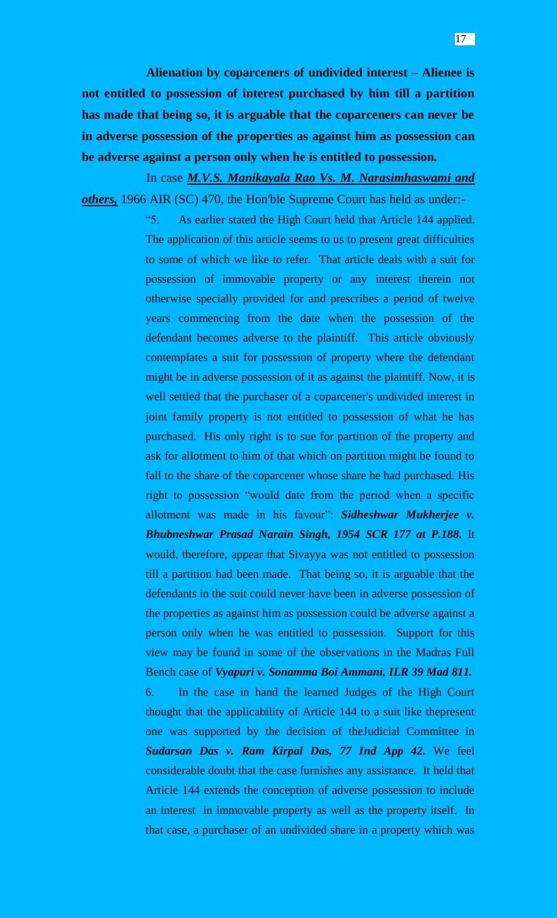**Alienation by coparceners of undivided interest – Alienee is not entitled to possession of interest purchased by him till a partition has made that being so, it is arguable that the coparceners can never be in adverse possession of the properties as against him as possession can be adverse against a person only when he is entitled to possession.**

In case ***M.V.S. Manikayala Rao Vs. M. Narasimhaswami and others,*** 1966 AIR (SC) 470, the Hon'ble Supreme Court has held as under:-

> "5. As earlier stated the High Court held that Article 144 applied. The application of this article seems to us to present great difficulties to some of which we like to refer. That article deals with a suit for possession of immovable property or any interest therein not otherwise specially provided for and prescribes a period of twelve years commencing from the date when the possession of the defendant becomes adverse to the plaintiff. This article obviously contemplates a suit for possession of property where the defendant might be in adverse possession of it as against the plaintiff. Now, it is well settled that the purchaser of a coparcener's undivided interest in joint family property is not entitled to possession of what he has purchased. His only right is to sue for partition of the property and ask for allotment to him of that which on partition might be found to fall to the share of the coparcener whose share he had purchased. His right to possession "would date from the period when a specific allotment was made in his favour": ***Sidheshwar Mukherjee v. Bhubneshwar Prasad Narain Singh, 1954 SCR 177 at P.188.*** It would, therefore, appear that Sivayya was not entitled to possession till a partition had been made. That being so, it is arguable that the defendants in the suit could never have been in adverse possession of the properties as against him as possession could be adverse against a person only when he was entitled to possession. Support for this view may be found in some of the observations in the Madras Full Bench case of ***Vyapuri v. Sonamma Boi Ammani, ILR 39 Mad 811.***
>
> 6. In the case in hand the learned Judges of the High Court thought that the applicability of Article 144 to a suit like thepresent one was supported by the decision of theJudicial Committee in ***Sudarsan Das v. Ram Kirpal Das, 77 Ind App 42.*** We feel considerable doubt that the case furnishes any assistance. It held that Article 144 extends the conception of adverse possession to include an interest in immovable property as well as the property itself. In that case, a purchaser of an undivided share in a property which was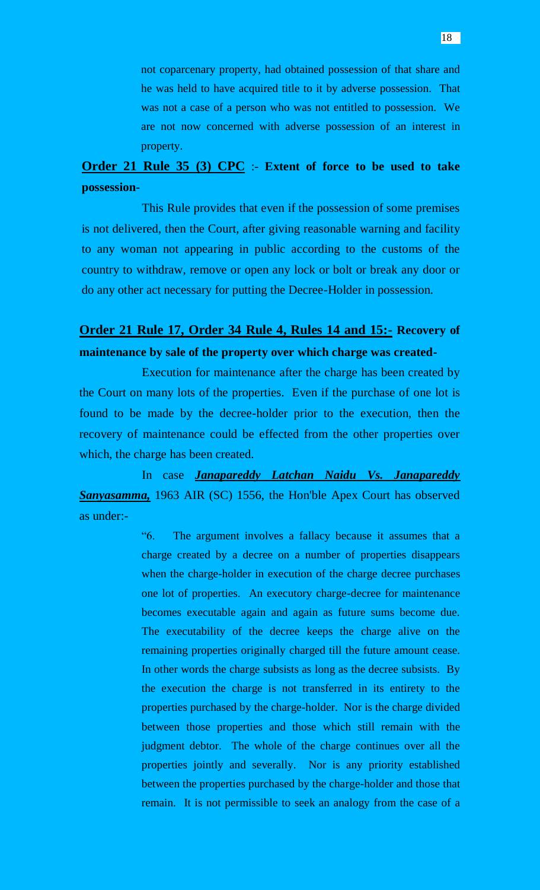not coparcenary property, had obtained possession of that share and he was held to have acquired title to it by adverse possession. That was not a case of a person who was not entitled to possession. We are not now concerned with adverse possession of an interest in property.

**<u>Order 21 Rule 35 (3) CPC</u>** :- **Extent of force to be used to take possession-**

This Rule provides that even if the possession of some premises is not delivered, then the Court, after giving reasonable warning and facility to any woman not appearing in public according to the customs of the country to withdraw, remove or open any lock or bolt or break any door or do any other act necessary for putting the Decree-Holder in possession.

**<u>Order 21 Rule 17, Order 34 Rule 4, Rules 14 and 15:-</u> Recovery of maintenance by sale of the property over which charge was created-**

Execution for maintenance after the charge has been created by the Court on many lots of the properties. Even if the purchase of one lot is found to be made by the decree-holder prior to the execution, then the recovery of maintenance could be effected from the other properties over which, the charge has been created.

In case ***<u>Janapareddy Latchan Naidu Vs. Janapareddy Sanyasamma,</u>*** 1963 AIR (SC) 1556, the Hon'ble Apex Court has observed as under:-

> "6. The argument involves a fallacy because it assumes that a charge created by a decree on a number of properties disappears when the charge-holder in execution of the charge decree purchases one lot of properties. An executory charge-decree for maintenance becomes executable again and again as future sums become due. The executability of the decree keeps the charge alive on the remaining properties originally charged till the future amount cease. In other words the charge subsists as long as the decree subsists. By the execution the charge is not transferred in its entirety to the properties purchased by the charge-holder. Nor is the charge divided between those properties and those which still remain with the judgment debtor. The whole of the charge continues over all the properties jointly and severally. Nor is any priority established between the properties purchased by the charge-holder and those that remain. It is not permissible to seek an analogy from the case of a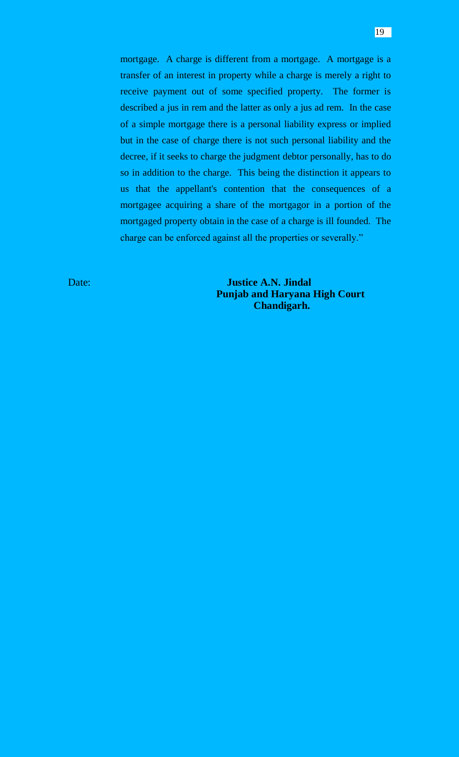mortgage. A charge is different from a mortgage. A mortgage is a transfer of an interest in property while a charge is merely a right to receive payment out of some specified property. The former is described a jus in rem and the latter as only a jus ad rem. In the case of a simple mortgage there is a personal liability express or implied but in the case of charge there is not such personal liability and the decree, if it seeks to charge the judgment debtor personally, has to do so in addition to the charge. This being the distinction it appears to us that the appellant's contention that the consequences of a mortgagee acquiring a share of the mortgagor in a portion of the mortgaged property obtain in the case of a charge is ill founded. The charge can be enforced against all the properties or severally."

Date:

**Justice A.N. Jindal**
**Punjab and Haryana High Court**
**Chandigarh.**